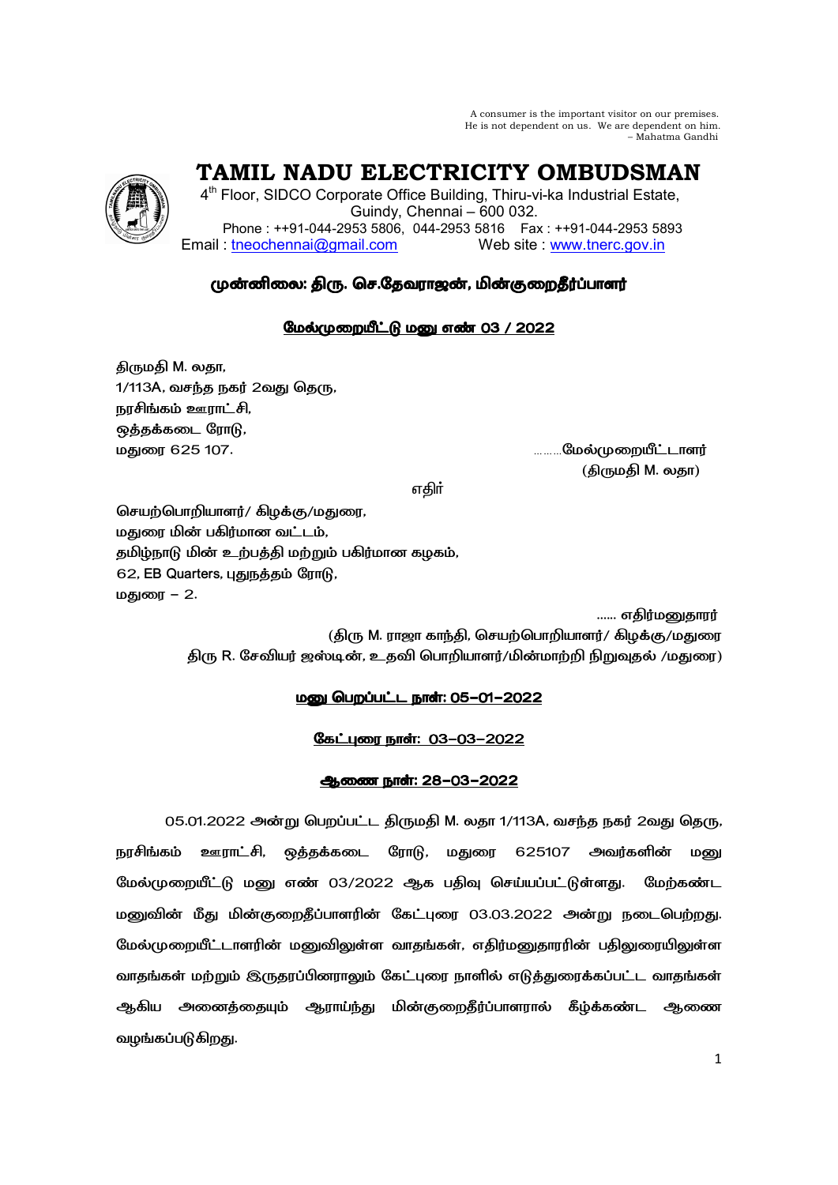A consumer is the important visitor on our premises.
He is not dependent on us. We are dependent on him.
– Mahatma Gandhi

# TAMIL NADU ELECTRICITY OMBUDSMAN

4th Floor, SIDCO Corporate Office Building, Thiru-vi-ka Industrial Estate,
Guindy, Chennai – 600 032.
Phone : ++91-044-2953 5806, 044-2953 5816 Fax : ++91-044-2953 5893
Email : tneochennai@gmail.com Web site : www.tnerc.gov.in

**முன்னிலை: திரு. செ.தேவராஜன், மின்குறைதீர்ப்பாளர்**

**மேல்முறையீட்டு மனு எண் 03 / 2022**

திருமதி M. லதா,
1/113A, வசந்த நகர் 2வது தெரு,
நரசிங்கம் ஊராட்சி,
ஒத்தக்கடை ரோடு,
மதுரை 625 107. ………மேல்முறையீட்டாளர்
(திருமதி M. லதா)

எதிர்

செயற்பொறியாளர்/ கிழக்கு/மதுரை,
மதுரை மின் பகிர்மான வட்டம்,
தமிழ்நாடு மின் உற்பத்தி மற்றும் பகிர்மான கழகம்,
62, EB Quarters, புதுநத்தம் ரோடு,
மதுரை – 2.

…… எதிர்மனுதாரர்
(திரு M. ராஜா காந்தி, செயற்பொறியாளர்/ கிழக்கு/மதுரை
திரு R. சேவியர் ஜஸ்டின், உதவி பொறியாளர்/மின்மாற்றி நிறுவுதல் /மதுரை)

**மனு பெறப்பட்ட நாள்: 05-01-2022**

**கேட்புரை நாள்: 03-03-2022**

**ஆணை நாள்: 28-03-2022**

05.01.2022 அன்று பெறப்பட்ட திருமதி M. லதா 1/113A, வசந்த நகர் 2வது தெரு, நரசிங்கம் ஊராட்சி, ஒத்தக்கடை ரோடு, மதுரை 625107 அவர்களின் மனு மேல்முறையீட்டு மனு எண் 03/2022 ஆக பதிவு செய்யப்பட்டுள்ளது. மேற்கண்ட மனுவின் மீது மின்குறைதீப்பாளரின் கேட்புரை 03.03.2022 அன்று நடைபெற்றது. மேல்முறையீட்டாளரின் மனுவிலுள்ள வாதங்கள், எதிர்மனுதாரரின் பதிலுரையிலுள்ள வாதங்கள் மற்றும் இருதரப்பினராலும் கேட்புரை நாளில் எடுத்துரைக்கப்பட்ட வாதங்கள் ஆகிய அனைத்தையும் ஆராய்ந்து மின்குறைதீர்ப்பாளரால் கீழ்க்கண்ட ஆணை வழங்கப்படுகிறது.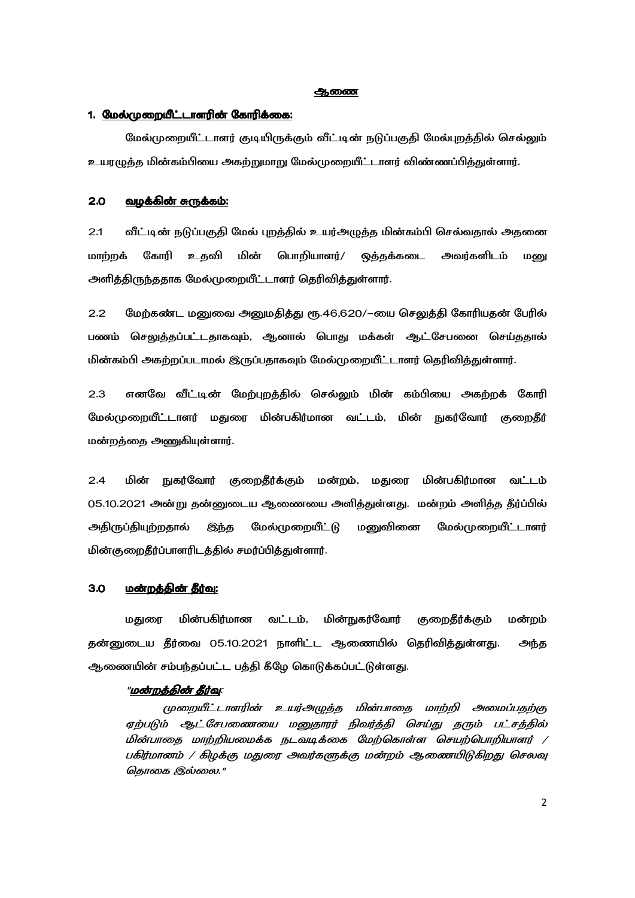## ஆணை

### 1. மேல்முறையீட்டாளரின் கோரிக்கை:

மேல்முறையீட்டாளர் குடியிருக்கும் வீட்டின் நடுப்பகுதி மேல்புறத்தில் செல்லும் உயரழுத்த மின்கம்பியை அகற்றுமாறு மேல்முறையீட்டாளர் விண்ணப்பித்துள்ளார்.

### 2.0 வழக்கின் சுருக்கம்:

2.1 வீட்டின் நடுப்பகுதி மேல் புறத்தில் உயர்அழுத்த மின்கம்பி செல்வதால் அதனை மாற்றக் கோரி உதவி மின் பொறியாளர்/ ஒத்தக்கடை அவர்களிடம் மனு அளித்திருந்ததாக மேல்முறையீட்டாளர் தெரிவித்துள்ளார்.

2.2 மேற்கண்ட மனுவை அனுமதித்து ரூ.46,620/–யை செலுத்தி கோரியதன் பேரில் பணம் செலுத்தப்பட்டதாகவும், ஆனால் பொது மக்கள் ஆட்சேபனை செய்ததால் மின்கம்பி அகற்றப்படாமல் இருப்பதாகவும் மேல்முறையீட்டாளர் தெரிவித்துள்ளார்.

2.3 எனவே வீட்டின் மேற்புறத்தில் செல்லும் மின் கம்பியை அகற்றக் கோரி மேல்முறையீட்டாளர் மதுரை மின்பகிர்மான வட்டம், மின் நுகர்வோர் குறைதீர் மன்றத்தை அணுகியுள்ளார்.

2.4 மின் நுகர்வோர் குறைதீர்க்கும் மன்றம், மதுரை மின்பகிர்மான வட்டம் 05.10.2021 அன்று தன்னுடைய ஆணையை அளித்துள்ளது. மன்றம் அளித்த தீர்ப்பில் அதிருப்தியுற்றதால் இந்த மேல்முறையீட்டு மனுவினை மேல்முறையீட்டாளர் மின்குறைதீர்ப்பாளரிடத்தில் சமர்ப்பித்துள்ளார்.

### 3.0 மன்றத்தின் தீர்வு:

மதுரை மின்பகிர்மான வட்டம், மின்நுகர்வோர் குறைதீர்க்கும் மன்றம் தன்னுடைய தீர்வை 05.10.2021 நாளிட்ட ஆணையில் தெரிவித்துள்ளது. அந்த ஆணையின் சம்பந்தப்பட்ட பத்தி கீழே கொடுக்கப்பட்டுள்ளது.

> *"**மன்றத்தின் தீர்வு**:*
>
> *முறையீட்டாளரின் உயர்அழுத்த மின்பாதை மாற்றி அமைப்பதற்கு ஏற்படும் ஆட்சேபணையை மனுதாரர் நிவர்த்தி செய்து தரும் பட்சத்தில் மின்பாதை மாற்றியமைக்க நடவடிக்கை மேற்கொள்ள செயற்பொறியாளர் / பகிர்மானம் / கிழக்கு மதுரை அவர்களுக்கு மன்றம் ஆணையிடுகிறது செலவு தொகை இல்லை."*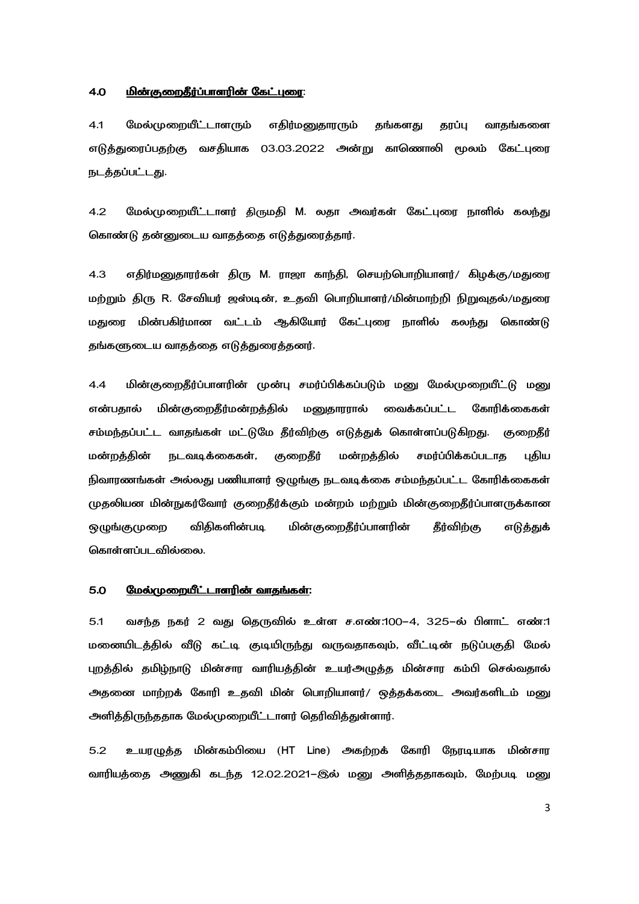## 4.0 மின்குறைதீர்ப்பாளரின் கேட்புரை:

4.1 மேல்முறையீட்டாளரும் எதிர்மனுதாரரும் தங்களது தரப்பு வாதங்களை எடுத்துரைப்பதற்கு வசதியாக 03.03.2022 அன்று காணொலி மூலம் கேட்புரை நடத்தப்பட்டது.

4.2 மேல்முறையீட்டாளர் திருமதி M. லதா அவர்கள் கேட்புரை நாளில் கலந்து கொண்டு தன்னுடைய வாதத்தை எடுத்துரைத்தார்.

4.3 எதிர்மனுதாரர்கள் திரு M. ராஜா காந்தி, செயற்பொறியாளர்/ கிழக்கு/மதுரை மற்றும் திரு R. சேவியர் ஜஸ்டின், உதவி பொறியாளர்/மின்மாற்றி நிறுவுதல்/மதுரை மதுரை மின்பகிர்மான வட்டம் ஆகியோர் கேட்புரை நாளில் கலந்து கொண்டு தங்களுடைய வாதத்தை எடுத்துரைத்தனர்.

4.4 மின்குறைதீர்ப்பாளரின் முன்பு சமர்ப்பிக்கப்படும் மனு மேல்முறையீட்டு மனு என்பதால் மின்குறைதீர்மன்றத்தில் மனுதாரரால் வைக்கப்பட்ட கோரிக்கைகள் சம்மந்தப்பட்ட வாதங்கள் மட்டுமே தீர்விற்கு எடுத்துக் கொள்ளப்படுகிறது. குறைதீர் மன்றத்தின் நடவடிக்கைகள், குறைதீர் மன்றத்தில் சமர்ப்பிக்கப்படாத புதிய நிவாரணங்கள் அல்லது பணியாளர் ஒழுங்கு நடவடிக்கை சம்மந்தப்பட்ட கோரிக்கைகள் முதலியன மின்நுகர்வோர் குறைதீர்க்கும் மன்றம் மற்றும் மின்குறைதீர்ப்பாளருக்கான ஒழுங்குமுறை விதிகளின்படி மின்குறைதீர்ப்பாளரின் தீர்விற்கு எடுத்துக் கொள்ளப்படவில்லை.

## 5.0 மேல்முறையீட்டாளரின் வாதங்கள்:

5.1 வசந்த நகர் 2 வது தெருவில் உள்ள ச.எண்:100-4, 325-ல் பிளாட் எண்:1 மனையிடத்தில் வீடு கட்டி குடியிருந்து வருவதாகவும், வீட்டின் நடுப்பகுதி மேல் புறத்தில் தமிழ்நாடு மின்சார வாரியத்தின் உயர்அழுத்த மின்சார கம்பி செல்வதால் அதனை மாற்றக் கோரி உதவி மின் பொறியாளர்/ ஒத்தக்கடை அவர்களிடம் மனு அளித்திருந்ததாக மேல்முறையீட்டாளர் தெரிவித்துள்ளார்.

5.2 உயரழுத்த மின்கம்பியை (HT Line) அகற்றக் கோரி நேரடியாக மின்சார வாரியத்தை அணுகி கடந்த 12.02.2021-இல் மனு அளித்ததாகவும், மேற்படி மனு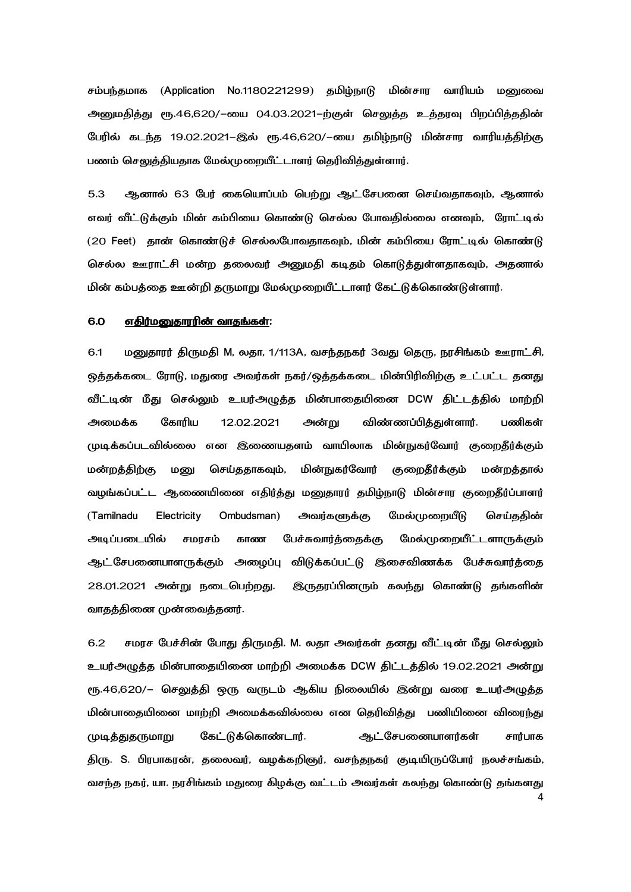சம்பந்தமாக (Application No.1180221299) தமிழ்நாடு மின்சார வாரியம் மனுவை அனுமதித்து ரூ.46,620/–யை 04.03.2021–ற்குள் செலுத்த உத்தரவு பிறப்பித்ததின் பேரில் கடந்த 19.02.2021–இல் ரூ.46,620/–யை தமிழ்நாடு மின்சார வாரியத்திற்கு பணம் செலுத்தியதாக மேல்முறையீட்டாளர் தெரிவித்துள்ளார்.

5.3 ஆனால் 63 பேர் கையொப்பம் பெற்று ஆட்சேபனை செய்வதாகவும், ஆனால் எவர் வீட்டுக்கும் மின் கம்பியை கொண்டு செல்ல போவதில்லை எனவும், ரோட்டில் (20 Feet) தான் கொண்டுச் செல்லபோவதாகவும், மின் கம்பியை ரோட்டில் கொண்டு செல்ல ஊராட்சி மன்ற தலைவர் அனுமதி கடிதம் கொடுத்துள்ளதாகவும், அதனால் மின் கம்பத்தை ஊன்றி தருமாறு மேல்முறையீட்டாளர் கேட்டுக்கொண்டுள்ளார்.

### 6.0 <u>எதிர்மனுதாரரின் வாதங்கள்:</u>

6.1 மனுதாரர் திருமதி M, லதா, 1/113A, வசந்தநகர் 3வது தெரு, நரசிங்கம் ஊராட்சி, ஒத்தக்கடை ரோடு, மதுரை அவர்கள் நகர்/ஒத்தக்கடை மின்பிரிவிற்கு உட்பட்ட தனது வீட்டின் மீது செல்லும் உயர்அழுத்த மின்பாதையினை DCW திட்டத்தில் மாற்றி அமைக்க கோரிய 12.02.2021 அன்று விண்ணப்பித்துள்ளார். பணிகள் முடிக்கப்படவில்லை என இணையதளம் வாயிலாக மின்நுகர்வோர் குறைதீர்க்கும் மன்றத்திற்கு மனு செய்ததாகவும், மின்நுகர்வோர் குறைதீர்க்கும் மன்றத்தால் வழங்கப்பட்ட ஆணையினை எதிர்த்து மனுதாரர் தமிழ்நாடு மின்சார குறைதீர்ப்பாளர் (Tamilnadu Electricity Ombudsman) அவர்களுக்கு மேல்முறையீடு செய்ததின் அடிப்படையில் சமரசம் காண பேச்சுவார்த்தைக்கு மேல்முறையீட்டாளருக்கும் ஆட்சேபனையாளருக்கும் அழைப்பு விடுக்கப்பட்டு இசைவிணக்க பேச்சுவார்த்தை 28.01.2021 அன்று நடைபெற்றது. இருதரப்பினரும் கலந்து கொண்டு தங்களின் வாதத்தினை முன்வைத்தனர்.

6.2 சமரச பேச்சின் போது திருமதி. M. லதா அவர்கள் தனது வீட்டின் மீது செல்லும் உயர்அழுத்த மின்பாதையினை மாற்றி அமைக்க DCW திட்டத்தில் 19.02.2021 அன்று ரூ.46,620/– செலுத்தி ஒரு வருடம் ஆகிய நிலையில் இன்று வரை உயர்அழுத்த மின்பாதையினை மாற்றி அமைக்கவில்லை என தெரிவித்து பணியினை விரைந்து முடித்துதருமாறு கேட்டுக்கொண்டார். ஆட்சேபனையாளர்கள் சார்பாக திரு. S. பிரபாகரன், தலைவர், வழக்கறிஞர், வசந்தநகர் குடியிருப்போர் நலச்சங்கம், வசந்த நகர், யா. நரசிங்கம் மதுரை கிழக்கு வட்டம் அவர்கள் கலந்து கொண்டு தங்களது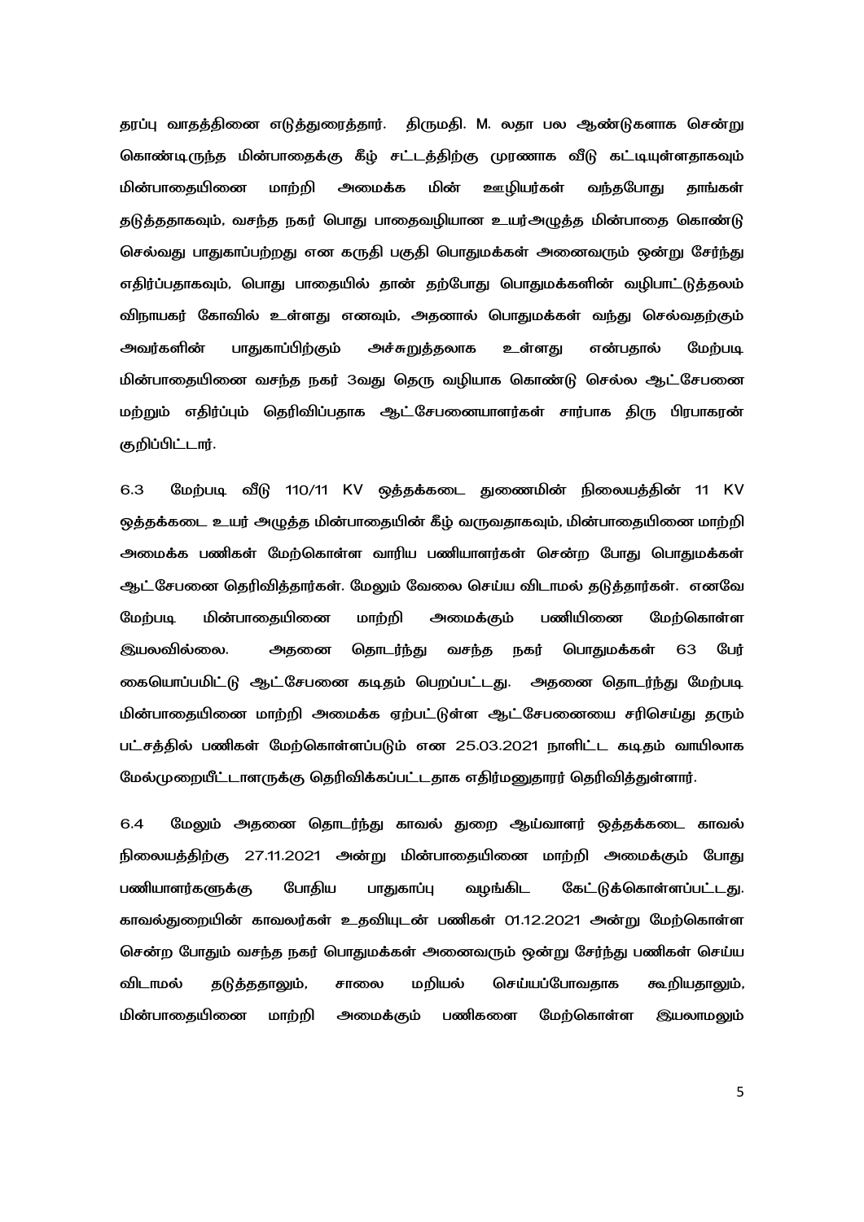தரப்பு வாதத்தினை எடுத்துரைத்தார். திருமதி. M. லதா பல ஆண்டுகளாக சென்று கொண்டிருந்த மின்பாதைக்கு கீழ் சட்டத்திற்கு முரணாக வீடு கட்டியுள்ளதாகவும் மின்பாதையினை மாற்றி அமைக்க மின் ஊழியர்கள் வந்தபோது தாங்கள் தடுத்ததாகவும், வசந்த நகர் பொது பாதைவழியான உயர்அழுத்த மின்பாதை கொண்டு செல்வது பாதுகாப்பற்றது என கருதி பகுதி பொதுமக்கள் அனைவரும் ஒன்று சேர்ந்து எதிர்ப்பதாகவும், பொது பாதையில் தான் தற்போது பொதுமக்களின் வழிபாட்டுத்தலம் விநாயகர் கோவில் உள்ளது எனவும், அதனால் பொதுமக்கள் வந்து செல்வதற்கும் அவர்களின் பாதுகாப்பிற்கும் அச்சுறுத்தலாக உள்ளது என்பதால் மேற்படி மின்பாதையினை வசந்த நகர் 3வது தெரு வழியாக கொண்டு செல்ல ஆட்சேபனை மற்றும் எதிர்ப்பும் தெரிவிப்பதாக ஆட்சேபனையாளர்கள் சார்பாக திரு பிரபாகரன் குறிப்பிட்டார்.

6.3 மேற்படி வீடு 110/11 KV ஒத்தக்கடை துணைமின் நிலையத்தின் 11 KV ஒத்தக்கடை உயர் அழுத்த மின்பாதையின் கீழ் வருவதாகவும், மின்பாதையினை மாற்றி அமைக்க பணிகள் மேற்கொள்ள வாரிய பணியாளர்கள் சென்ற போது பொதுமக்கள் ஆட்சேபனை தெரிவித்தார்கள். மேலும் வேலை செய்ய விடாமல் தடுத்தார்கள். எனவே மேற்படி மின்பாதையினை மாற்றி அமைக்கும் பணியினை மேற்கொள்ள இயலவில்லை. அதனை தொடர்ந்து வசந்த நகர் பொதுமக்கள் 63 பேர் கையொப்பமிட்டு ஆட்சேபனை கடிதம் பெறப்பட்டது. அதனை தொடர்ந்து மேற்படி மின்பாதையினை மாற்றி அமைக்க ஏற்பட்டுள்ள ஆட்சேபனையை சரிசெய்து தரும் பட்சத்தில் பணிகள் மேற்கொள்ளப்படும் என 25.03.2021 நாளிட்ட கடிதம் வாயிலாக மேல்முறையீட்டாளருக்கு தெரிவிக்கப்பட்டதாக எதிர்மனுதாரர் தெரிவித்துள்ளார்.

6.4 மேலும் அதனை தொடர்ந்து காவல் துறை ஆய்வாளர் ஒத்தக்கடை காவல் நிலையத்திற்கு 27.11.2021 அன்று மின்பாதையினை மாற்றி அமைக்கும் போது பணியாளர்களுக்கு போதிய பாதுகாப்பு வழங்கிட கேட்டுக்கொள்ளப்பட்டது. காவல்துறையின் காவலர்கள் உதவியுடன் பணிகள் 01.12.2021 அன்று மேற்கொள்ள சென்ற போதும் வசந்த நகர் பொதுமக்கள் அனைவரும் ஒன்று சேர்ந்து பணிகள் செய்ய விடாமல் தடுத்ததாலும், சாலை மறியல் செய்யப்போவதாக கூறியதாலும், மின்பாதையினை மாற்றி அமைக்கும் பணிகளை மேற்கொள்ள இயலாமலும்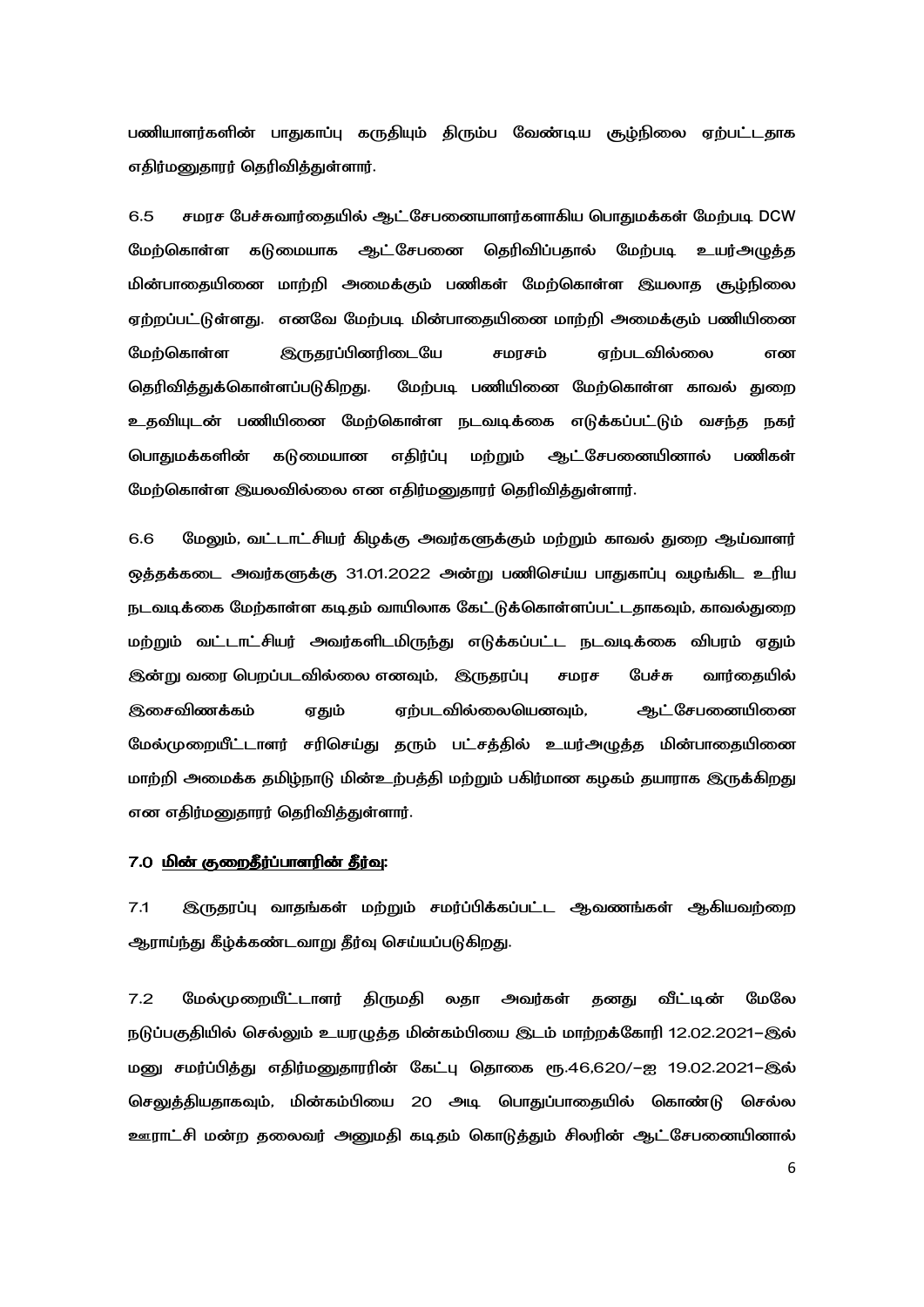பணியாளர்களின் பாதுகாப்பு கருதியும் திரும்ப வேண்டிய சூழ்நிலை ஏற்பட்டதாக எதிர்மனுதாரர் தெரிவித்துள்ளார்.

6.5 சமரச பேச்சுவார்த்தையில் ஆட்சேபனையாளர்களாகிய பொதுமக்கள் மேற்படி DCW மேற்கொள்ள கடுமையாக ஆட்சேபனை தெரிவிப்பதால் மேற்படி உயர்அழுத்த மின்பாதையினை மாற்றி அமைக்கும் பணிகள் மேற்கொள்ள இயலாத சூழ்நிலை ஏற்றப்பட்டுள்ளது. எனவே மேற்படி மின்பாதையினை மாற்றி அமைக்கும் பணியினை மேற்கொள்ள இருதரப்பினரிடையே சமரசம் ஏற்படவில்லை என தெரிவித்துக்கொள்ளப்படுகிறது. மேற்படி பணியினை மேற்கொள்ள காவல் துறை உதவியுடன் பணியினை மேற்கொள்ள நடவடிக்கை எடுக்கப்பட்டும் வசந்த நகர் பொதுமக்களின் கடுமையான எதிர்ப்பு மற்றும் ஆட்சேபனையினால் பணிகள் மேற்கொள்ள இயலவில்லை என எதிர்மனுதாரர் தெரிவித்துள்ளார்.

6.6 மேலும், வட்டாட்சியர் கிழக்கு அவர்களுக்கும் மற்றும் காவல் துறை ஆய்வாளர் ஒத்தக்கடை அவர்களுக்கு 31.01.2022 அன்று பணிசெய்ய பாதுகாப்பு வழங்கிட உரிய நடவடிக்கை மேற்காள்ள கடிதம் வாயிலாக கேட்டுக்கொள்ளப்பட்டதாகவும், காவல்துறை மற்றும் வட்டாட்சியர் அவர்களிடமிருந்து எடுக்கப்பட்ட நடவடிக்கை விபரம் ஏதும் இன்று வரை பெறப்படவில்லை எனவும், இருதரப்பு சமரச பேச்சு வார்த்தையில் இசைவிணக்கம் ஏதும் ஏற்படவில்லையெனவும், ஆட்சேபனையினை மேல்முறையீட்டாளர் சரிசெய்து தரும் பட்சத்தில் உயர்அழுத்த மின்பாதையினை மாற்றி அமைக்க தமிழ்நாடு மின்உற்பத்தி மற்றும் பகிர்மான கழகம் தயாராக இருக்கிறது என எதிர்மனுதாரர் தெரிவித்துள்ளார்.

**7.0 <u>மின் குறைதீர்ப்பாளரின் தீர்வு:</u>**

7.1 இருதரப்பு வாதங்கள் மற்றும் சமர்ப்பிக்கப்பட்ட ஆவணங்கள் ஆகியவற்றை ஆராய்ந்து கீழ்க்கண்டவாறு தீர்வு செய்யப்படுகிறது.

7.2 மேல்முறையீட்டாளர் திருமதி லதா அவர்கள் தனது வீட்டின் மேலே நடுப்பகுதியில் செல்லும் உயரழுத்த மின்கம்பியை இடம் மாற்றக்கோரி 12.02.2021–இல் மனு சமர்ப்பித்து எதிர்மனுதாரரின் கேட்பு தொகை ரூ.46,620/–ஐ 19.02.2021–இல் செலுத்தியதாகவும், மின்கம்பியை 20 அடி பொதுப்பாதையில் கொண்டு செல்ல ஊராட்சி மன்ற தலைவர் அனுமதி கடிதம் கொடுத்தும் சிலரின் ஆட்சேபனையினால்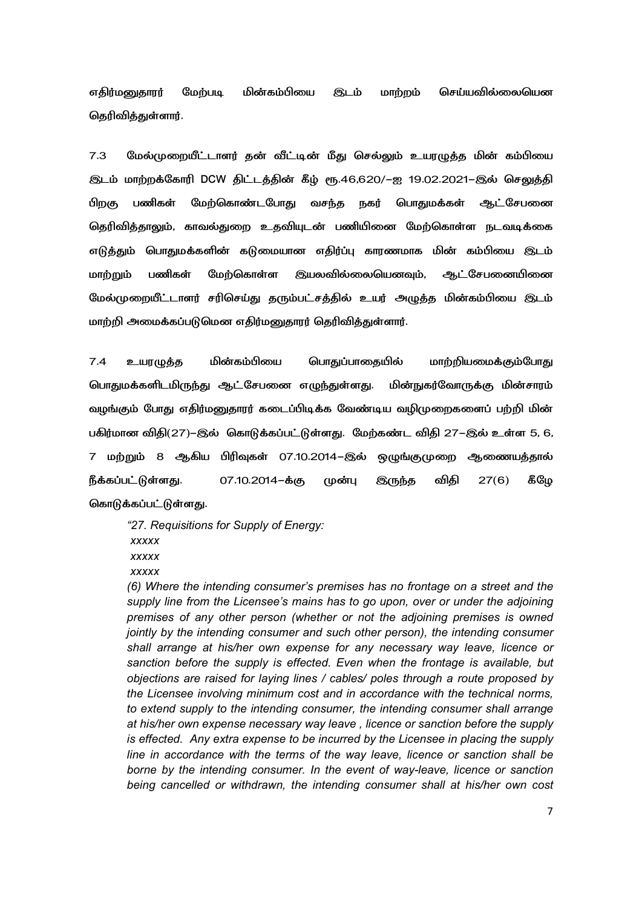எதிர்மனுதாரர் மேற்படி மின்கம்பியை இடம் மாற்றம் செய்யவில்லையென தெரிவித்துள்ளார்.

7.3 மேல்முறையீட்டாளர் தன் வீட்டின் மீது செல்லும் உயரழுத்த மின் கம்பியை இடம் மாற்றக்கோரி DCW திட்டத்தின் கீழ் ரூ.46,620/–ஐ 19.02.2021–இல் செலுத்தி பிறகு பணிகள் மேற்கொண்டபோது வசந்த நகர் பொதுமக்கள் ஆட்சேபனை தெரிவித்தாலும், காவல்துறை உதவியுடன் பணியினை மேற்கொள்ள நடவடிக்கை எடுத்தும் பொதுமக்களின் கடுமையான எதிர்ப்பு காரணமாக மின் கம்பியை இடம் மாற்றும் பணிகள் மேற்கொள்ள இயலவில்லையெனவும், ஆட்சேபனையினை மேல்முறையீட்டாளர் சரிசெய்து தரும்பட்சத்தில் உயர் அழுத்த மின்கம்பியை இடம் மாற்றி அமைக்கப்படுமென எதிர்மனுதாரர் தெரிவித்துள்ளார்.

7.4 உயரழுத்த மின்கம்பியை பொதுப்பாதையில் மாற்றியமைக்கும்போது பொதுமக்களிடமிருந்து ஆட்சேபனை எழுந்துள்ளது. மின்நுகர்வோருக்கு மின்சாரம் வழங்கும் போது எதிர்மனுதாரர் கடைப்பிடிக்க வேண்டிய வழிமுறைகளைப் பற்றி மின் பகிர்மான விதி(27)–இல் கொடுக்கப்பட்டுள்ளது. மேற்கண்ட விதி 27–இல் உள்ள 5, 6, 7 மற்றும் 8 ஆகிய பிரிவுகள் 07.10.2014–இல் ஒழுங்குமுறை ஆணையத்தால் நீக்கப்பட்டுள்ளது. 07.10.2014–க்கு முன்பு இருந்த விதி 27(6) கீழே கொடுக்கப்பட்டுள்ளது.

> *"27. Requisitions for Supply of Energy:*
> *xxxxx*
> *xxxxx*
> *xxxxx*
> *(6) Where the intending consumer's premises has no frontage on a street and the supply line from the Licensee's mains has to go upon, over or under the adjoining premises of any other person (whether or not the adjoining premises is owned jointly by the intending consumer and such other person), the intending consumer shall arrange at his/her own expense for any necessary way leave, licence or sanction before the supply is effected. Even when the frontage is available, but objections are raised for laying lines / cables/ poles through a route proposed by the Licensee involving minimum cost and in accordance with the technical norms, to extend supply to the intending consumer, the intending consumer shall arrange at his/her own expense necessary way leave , licence or sanction before the supply is effected. Any extra expense to be incurred by the Licensee in placing the supply line in accordance with the terms of the way leave, licence or sanction shall be borne by the intending consumer. In the event of way-leave, licence or sanction being cancelled or withdrawn, the intending consumer shall at his/her own cost*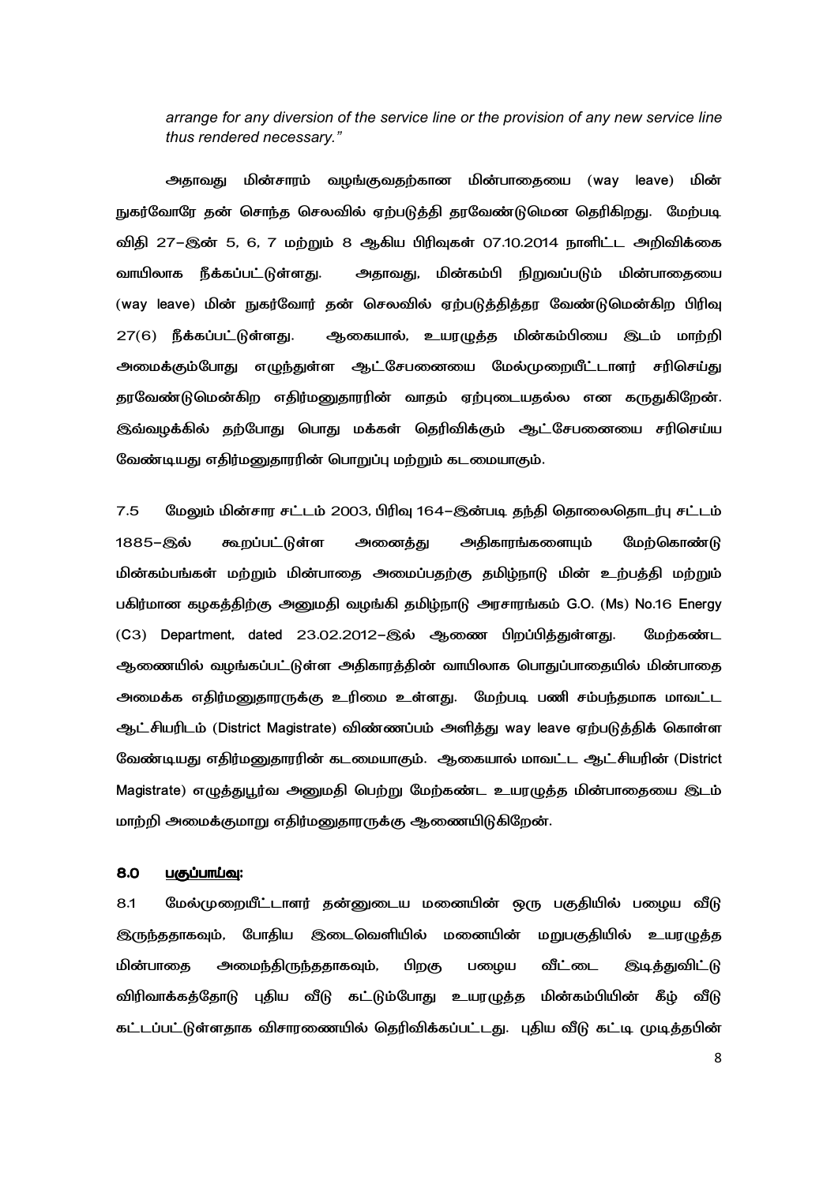*arrange for any diversion of the service line or the provision of any new service line thus rendered necessary."*

அதாவது மின்சாரம் வழங்குவதற்கான மின்பாதையை (way leave) மின் நுகர்வோரே தன் சொந்த செலவில் ஏற்படுத்தி தரவேண்டுமென தெரிகிறது. மேற்படி விதி 27–இன் 5, 6, 7 மற்றும் 8 ஆகிய பிரிவுகள் 07.10.2014 நாளிட்ட அறிவிக்கை வாயிலாக நீக்கப்பட்டுள்ளது. அதாவது, மின்கம்பி நிறுவப்படும் மின்பாதையை (way leave) மின் நுகர்வோர் தன் செலவில் ஏற்படுத்தித்தர வேண்டுமென்கிற பிரிவு 27(6) நீக்கப்பட்டுள்ளது. ஆகையால், உயரழுத்த மின்கம்பியை இடம் மாற்றி அமைக்கும்போது எழுந்துள்ள ஆட்சேபனையை மேல்முறையீட்டாளர் சரிசெய்து தரவேண்டுமென்கிற எதிர்மனுதாரரின் வாதம் ஏற்புடையதல்ல என கருதுகிறேன். இவ்வழக்கில் தற்போது பொது மக்கள் தெரிவிக்கும் ஆட்சேபனையை சரிசெய்ய வேண்டியது எதிர்மனுதாரரின் பொறுப்பு மற்றும் கடமையாகும்.

7.5 மேலும் மின்சார சட்டம் 2003, பிரிவு 164–இன்படி தந்தி தொலைதொடர்பு சட்டம் 1885–இல் கூறப்பட்டுள்ள அனைத்து அதிகாரங்களையும் மேற்கொண்டு மின்கம்பங்கள் மற்றும் மின்பாதை அமைப்பதற்கு தமிழ்நாடு மின் உற்பத்தி மற்றும் பகிர்மான கழகத்திற்கு அனுமதி வழங்கி தமிழ்நாடு அரசாரங்கம் G.O. (Ms) No.16 Energy (C3) Department, dated 23.02.2012–இல் ஆணை பிறப்பித்துள்ளது. மேற்கண்ட ஆணையில் வழங்கப்பட்டுள்ள அதிகாரத்தின் வாயிலாக பொதுப்பாதையில் மின்பாதை அமைக்க எதிர்மனுதாரருக்கு உரிமை உள்ளது. மேற்படி பணி சம்பந்தமாக மாவட்ட ஆட்சியரிடம் (District Magistrate) விண்ணப்பம் அளித்து way leave ஏற்படுத்திக் கொள்ள வேண்டியது எதிர்மனுதாரரின் கடமையாகும். ஆகையால் மாவட்ட ஆட்சியரின் (District Magistrate) எழுத்துபூர்வ அனுமதி பெற்று மேற்கண்ட உயரழுத்த மின்பாதையை இடம் மாற்றி அமைக்குமாறு எதிர்மனுதாரருக்கு ஆணையிடுகிறேன்.

**8.0 <u>பகுப்பாய்வு:</u>**

8.1 மேல்முறையீட்டாளர் தன்னுடைய மனையின் ஒரு பகுதியில் பழைய வீடு இருந்ததாகவும், போதிய இடைவெளியில் மனையின் மறுபகுதியில் உயரழுத்த மின்பாதை அமைந்திருந்ததாகவும், பிறகு பழைய வீட்டை இடித்துவிட்டு விரிவாக்கத்தோடு புதிய வீடு கட்டும்போது உயரழுத்த மின்கம்பியின் கீழ் வீடு கட்டப்பட்டுள்ளதாக விசாரணையில் தெரிவிக்கப்பட்டது. புதிய வீடு கட்டி முடித்தபின்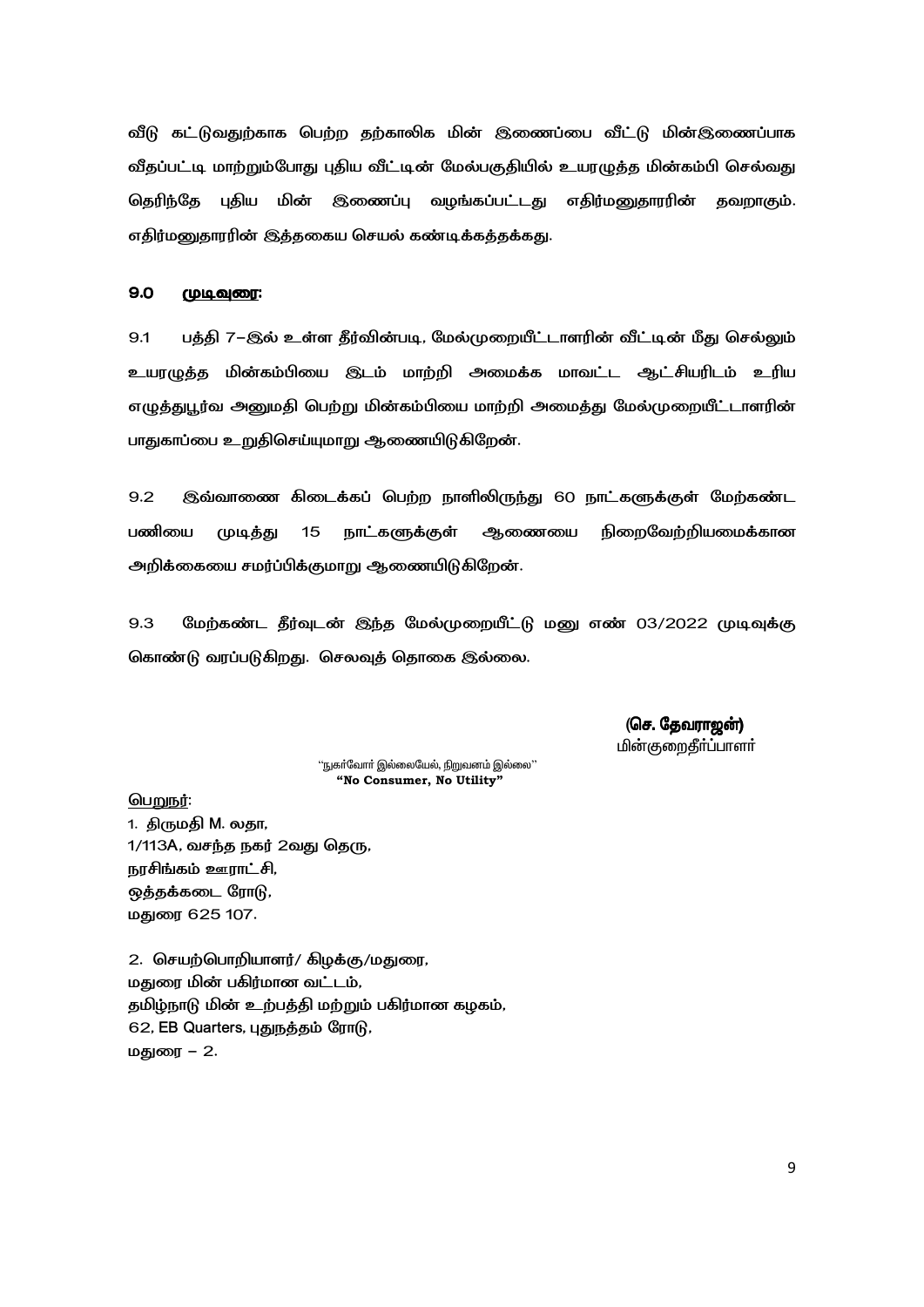வீடு கட்டுவதற்காக பெற்ற தற்காலிக மின் இணைப்பை வீட்டு மின்இணைப்பாக வீதப்பட்டி மாற்றும்போது புதிய வீட்டின் மேல்பகுதியில் உயரழுத்த மின்கம்பி செல்வது தெரிந்தே புதிய மின் இணைப்பு வழங்கப்பட்டது எதிர்மனுதாரரின் தவறாகும். எதிர்மனுதாரரின் இத்தகைய செயல் கண்டிக்கத்தக்கது.

## 9.0 முடிவுரை:

9.1 பத்தி 7–இல் உள்ள தீர்வின்படி, மேல்முறையீட்டாளரின் வீட்டின் மீது செல்லும் உயரழுத்த மின்கம்பியை இடம் மாற்றி அமைக்க மாவட்ட ஆட்சியரிடம் உரிய எழுத்துபூர்வ அனுமதி பெற்று மின்கம்பியை மாற்றி அமைத்து மேல்முறையீட்டாளரின் பாதுகாப்பை உறுதிசெய்யுமாறு ஆணையிடுகிறேன்.

9.2 இவ்வாணை கிடைக்கப் பெற்ற நாளிலிருந்து 60 நாட்களுக்குள் மேற்கண்ட பணியை முடித்து 15 நாட்களுக்குள் ஆணையை நிறைவேற்றியமைக்கான அறிக்கையை சமர்ப்பிக்குமாறு ஆணையிடுகிறேன்.

9.3 மேற்கண்ட தீர்வுடன் இந்த மேல்முறையீட்டு மனு எண் 03/2022 முடிவுக்கு கொண்டு வரப்படுகிறது. செலவுத் தொகை இல்லை.

**(செ. தேவராஜன்)**
மின்குறைதீர்ப்பாளர்

"நுகர்வோர் இல்லையேல், நிறுவனம் இல்லை"
**"No Consumer, No Utility"**

பெறுநர்:

1. திருமதி M. லதா,
1/113A, வசந்த நகர் 2வது தெரு,
நரசிங்கம் ஊராட்சி,
ஒத்தக்கடை ரோடு,
மதுரை 625 107.

2. செயற்பொறியாளர்/ கிழக்கு/மதுரை,
மதுரை மின் பகிர்மான வட்டம்,
தமிழ்நாடு மின் உற்பத்தி மற்றும் பகிர்மான கழகம்,
62, EB Quarters, புதுநத்தம் ரோடு,
மதுரை – 2.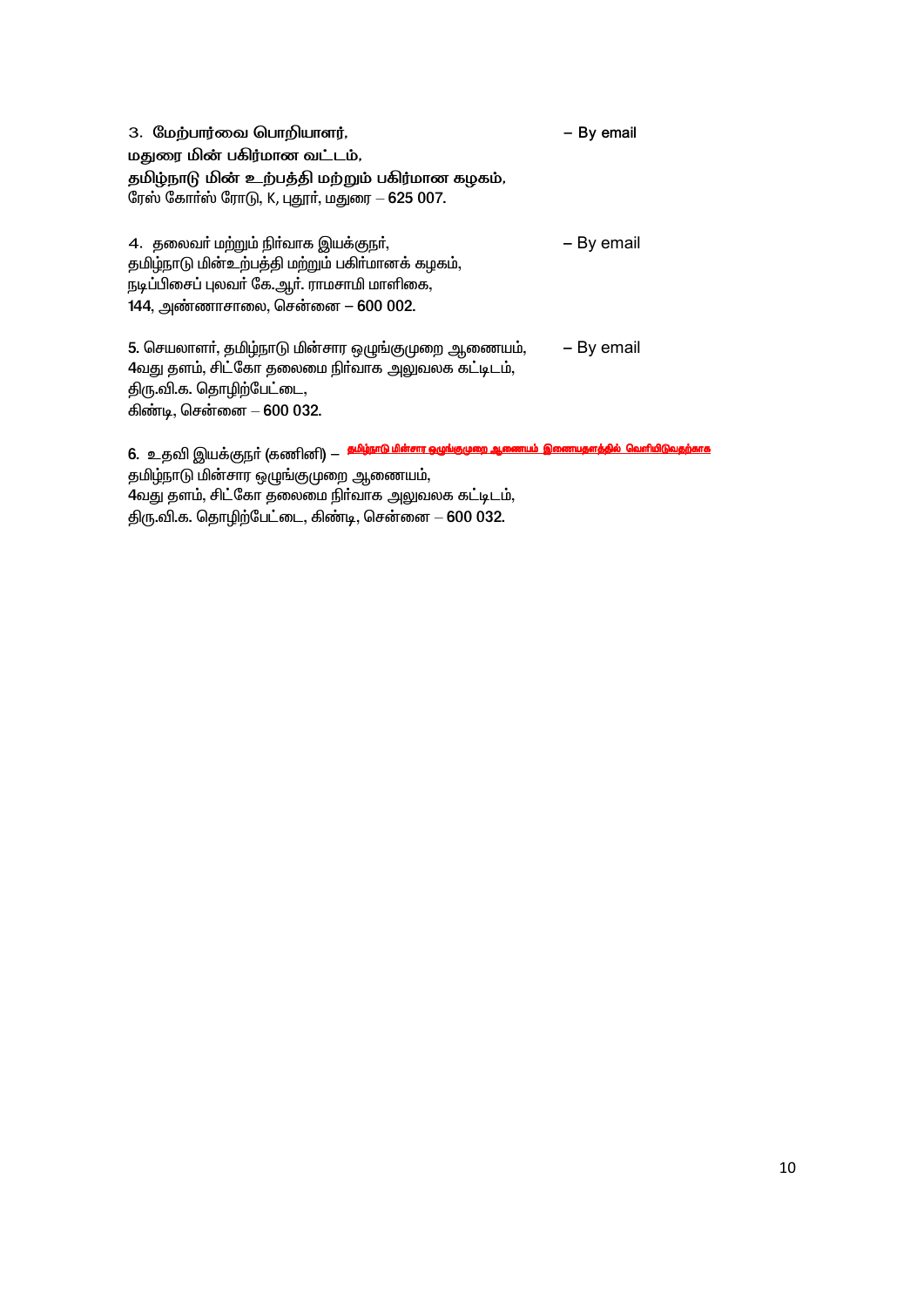3. மேற்பார்வை பொறியாளர், – By email
**மதுரை மின் பகிர்மான வட்டம்,**
**தமிழ்நாடு மின் உற்பத்தி மற்றும் பகிர்மான கழகம்,**
ரேஸ் கோர்ஸ் ரோடு, K, புதூர், மதுரை – **625 007.**

4. தலைவர் மற்றும் நிர்வாக இயக்குநர், – By email
தமிழ்நாடு மின்உற்பத்தி மற்றும் பகிர்மானக் கழகம்,
நடிப்பிசைப் புலவர் கே.ஆர். ராமசாமி மாளிகை,
**144,** அண்ணாசாலை, சென்னை – **600 002.**

**5.** செயலாளர், தமிழ்நாடு மின்சார ஒழுங்குமுறை ஆணையம், – By email
**4**வது தளம், சிட்கோ தலைமை நிர்வாக அலுவலக கட்டிடம்,
திரு.வி.க. தொழிற்பேட்டை,
கிண்டி, சென்னை – **600 032.**

**6.** உதவி இயக்குநர் (கணினி) – **தமிழ்நாடு மின்சார ஒழுங்குமுறை ஆணையம் இணையதளத்தில் வெளியிடுவதற்காக**
தமிழ்நாடு மின்சார ஒழுங்குமுறை ஆணையம்,
**4**வது தளம், சிட்கோ தலைமை நிர்வாக அலுவலக கட்டிடம்,
திரு.வி.க. தொழிற்பேட்டை, கிண்டி, சென்னை – **600 032.**